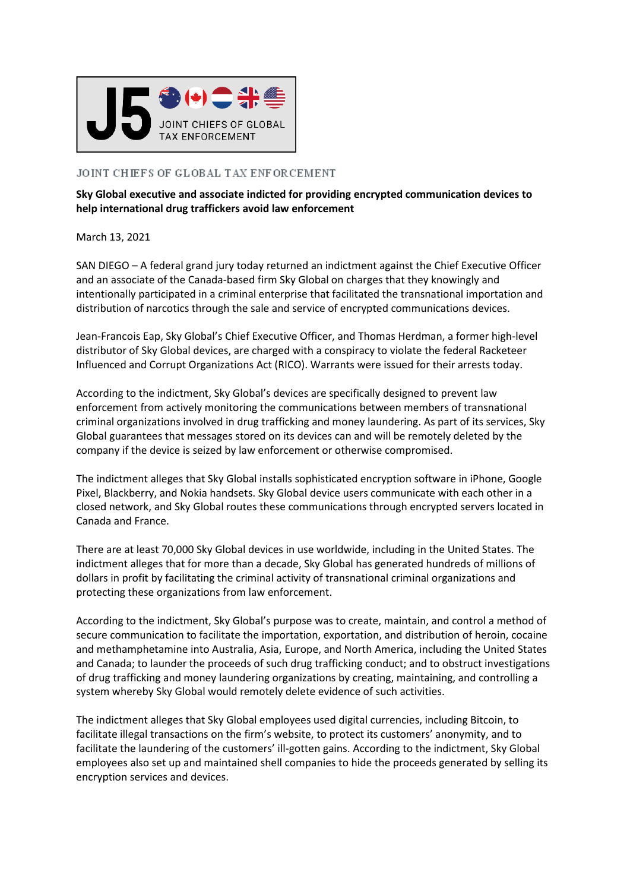J5 JOINT CHIEFS OF GLOBAL TAX ENFORCEMENT

JOINT CHIEFS OF GLOBAL TAX ENFORCEMENT

**Sky Global executive and associate indicted for providing encrypted communication devices to help international drug traffickers avoid law enforcement**

March 13, 2021

SAN DIEGO – A federal grand jury today returned an indictment against the Chief Executive Officer and an associate of the Canada-based firm Sky Global on charges that they knowingly and intentionally participated in a criminal enterprise that facilitated the transnational importation and distribution of narcotics through the sale and service of encrypted communications devices.

Jean-Francois Eap, Sky Global's Chief Executive Officer, and Thomas Herdman, a former high-level distributor of Sky Global devices, are charged with a conspiracy to violate the federal Racketeer Influenced and Corrupt Organizations Act (RICO). Warrants were issued for their arrests today.

According to the indictment, Sky Global's devices are specifically designed to prevent law enforcement from actively monitoring the communications between members of transnational criminal organizations involved in drug trafficking and money laundering. As part of its services, Sky Global guarantees that messages stored on its devices can and will be remotely deleted by the company if the device is seized by law enforcement or otherwise compromised.

The indictment alleges that Sky Global installs sophisticated encryption software in iPhone, Google Pixel, Blackberry, and Nokia handsets. Sky Global device users communicate with each other in a closed network, and Sky Global routes these communications through encrypted servers located in Canada and France.

There are at least 70,000 Sky Global devices in use worldwide, including in the United States. The indictment alleges that for more than a decade, Sky Global has generated hundreds of millions of dollars in profit by facilitating the criminal activity of transnational criminal organizations and protecting these organizations from law enforcement.

According to the indictment, Sky Global's purpose was to create, maintain, and control a method of secure communication to facilitate the importation, exportation, and distribution of heroin, cocaine and methamphetamine into Australia, Asia, Europe, and North America, including the United States and Canada; to launder the proceeds of such drug trafficking conduct; and to obstruct investigations of drug trafficking and money laundering organizations by creating, maintaining, and controlling a system whereby Sky Global would remotely delete evidence of such activities.

The indictment alleges that Sky Global employees used digital currencies, including Bitcoin, to facilitate illegal transactions on the firm's website, to protect its customers' anonymity, and to facilitate the laundering of the customers' ill-gotten gains. According to the indictment, Sky Global employees also set up and maintained shell companies to hide the proceeds generated by selling its encryption services and devices.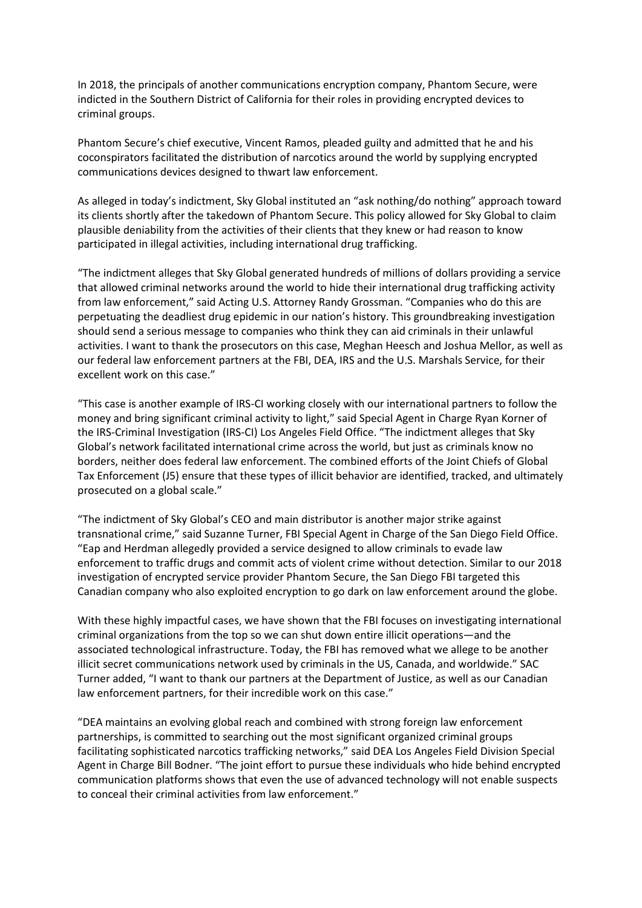In 2018, the principals of another communications encryption company, Phantom Secure, were indicted in the Southern District of California for their roles in providing encrypted devices to criminal groups.

Phantom Secure's chief executive, Vincent Ramos, pleaded guilty and admitted that he and his coconspirators facilitated the distribution of narcotics around the world by supplying encrypted communications devices designed to thwart law enforcement.

As alleged in today's indictment, Sky Global instituted an "ask nothing/do nothing" approach toward its clients shortly after the takedown of Phantom Secure. This policy allowed for Sky Global to claim plausible deniability from the activities of their clients that they knew or had reason to know participated in illegal activities, including international drug trafficking.

"The indictment alleges that Sky Global generated hundreds of millions of dollars providing a service that allowed criminal networks around the world to hide their international drug trafficking activity from law enforcement," said Acting U.S. Attorney Randy Grossman. "Companies who do this are perpetuating the deadliest drug epidemic in our nation's history. This groundbreaking investigation should send a serious message to companies who think they can aid criminals in their unlawful activities. I want to thank the prosecutors on this case, Meghan Heesch and Joshua Mellor, as well as our federal law enforcement partners at the FBI, DEA, IRS and the U.S. Marshals Service, for their excellent work on this case."

"This case is another example of IRS-CI working closely with our international partners to follow the money and bring significant criminal activity to light," said Special Agent in Charge Ryan Korner of the IRS-Criminal Investigation (IRS-CI) Los Angeles Field Office. "The indictment alleges that Sky Global's network facilitated international crime across the world, but just as criminals know no borders, neither does federal law enforcement. The combined efforts of the Joint Chiefs of Global Tax Enforcement (J5) ensure that these types of illicit behavior are identified, tracked, and ultimately prosecuted on a global scale."

"The indictment of Sky Global's CEO and main distributor is another major strike against transnational crime," said Suzanne Turner, FBI Special Agent in Charge of the San Diego Field Office. "Eap and Herdman allegedly provided a service designed to allow criminals to evade law enforcement to traffic drugs and commit acts of violent crime without detection. Similar to our 2018 investigation of encrypted service provider Phantom Secure, the San Diego FBI targeted this Canadian company who also exploited encryption to go dark on law enforcement around the globe.

With these highly impactful cases, we have shown that the FBI focuses on investigating international criminal organizations from the top so we can shut down entire illicit operations—and the associated technological infrastructure. Today, the FBI has removed what we allege to be another illicit secret communications network used by criminals in the US, Canada, and worldwide." SAC Turner added, "I want to thank our partners at the Department of Justice, as well as our Canadian law enforcement partners, for their incredible work on this case."

"DEA maintains an evolving global reach and combined with strong foreign law enforcement partnerships, is committed to searching out the most significant organized criminal groups facilitating sophisticated narcotics trafficking networks," said DEA Los Angeles Field Division Special Agent in Charge Bill Bodner. "The joint effort to pursue these individuals who hide behind encrypted communication platforms shows that even the use of advanced technology will not enable suspects to conceal their criminal activities from law enforcement."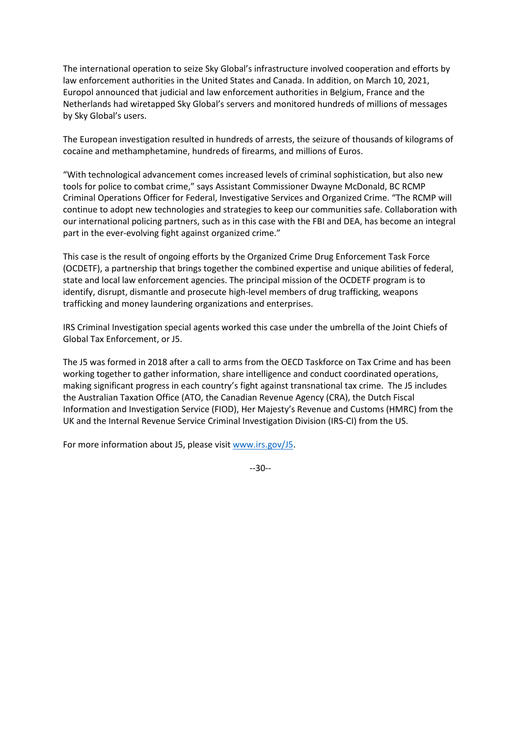The international operation to seize Sky Global's infrastructure involved cooperation and efforts by law enforcement authorities in the United States and Canada. In addition, on March 10, 2021, Europol announced that judicial and law enforcement authorities in Belgium, France and the Netherlands had wiretapped Sky Global's servers and monitored hundreds of millions of messages by Sky Global's users.

The European investigation resulted in hundreds of arrests, the seizure of thousands of kilograms of cocaine and methamphetamine, hundreds of firearms, and millions of Euros.

"With technological advancement comes increased levels of criminal sophistication, but also new tools for police to combat crime," says Assistant Commissioner Dwayne McDonald, BC RCMP Criminal Operations Officer for Federal, Investigative Services and Organized Crime. "The RCMP will continue to adopt new technologies and strategies to keep our communities safe. Collaboration with our international policing partners, such as in this case with the FBI and DEA, has become an integral part in the ever-evolving fight against organized crime."

This case is the result of ongoing efforts by the Organized Crime Drug Enforcement Task Force (OCDETF), a partnership that brings together the combined expertise and unique abilities of federal, state and local law enforcement agencies. The principal mission of the OCDETF program is to identify, disrupt, dismantle and prosecute high-level members of drug trafficking, weapons trafficking and money laundering organizations and enterprises.

IRS Criminal Investigation special agents worked this case under the umbrella of the Joint Chiefs of Global Tax Enforcement, or J5.

The J5 was formed in 2018 after a call to arms from the OECD Taskforce on Tax Crime and has been working together to gather information, share intelligence and conduct coordinated operations, making significant progress in each country's fight against transnational tax crime. The J5 includes the Australian Taxation Office (ATO, the Canadian Revenue Agency (CRA), the Dutch Fiscal Information and Investigation Service (FIOD), Her Majesty's Revenue and Customs (HMRC) from the UK and the Internal Revenue Service Criminal Investigation Division (IRS-CI) from the US.

For more information about J5, please visit www.irs.gov/J5.

--30--